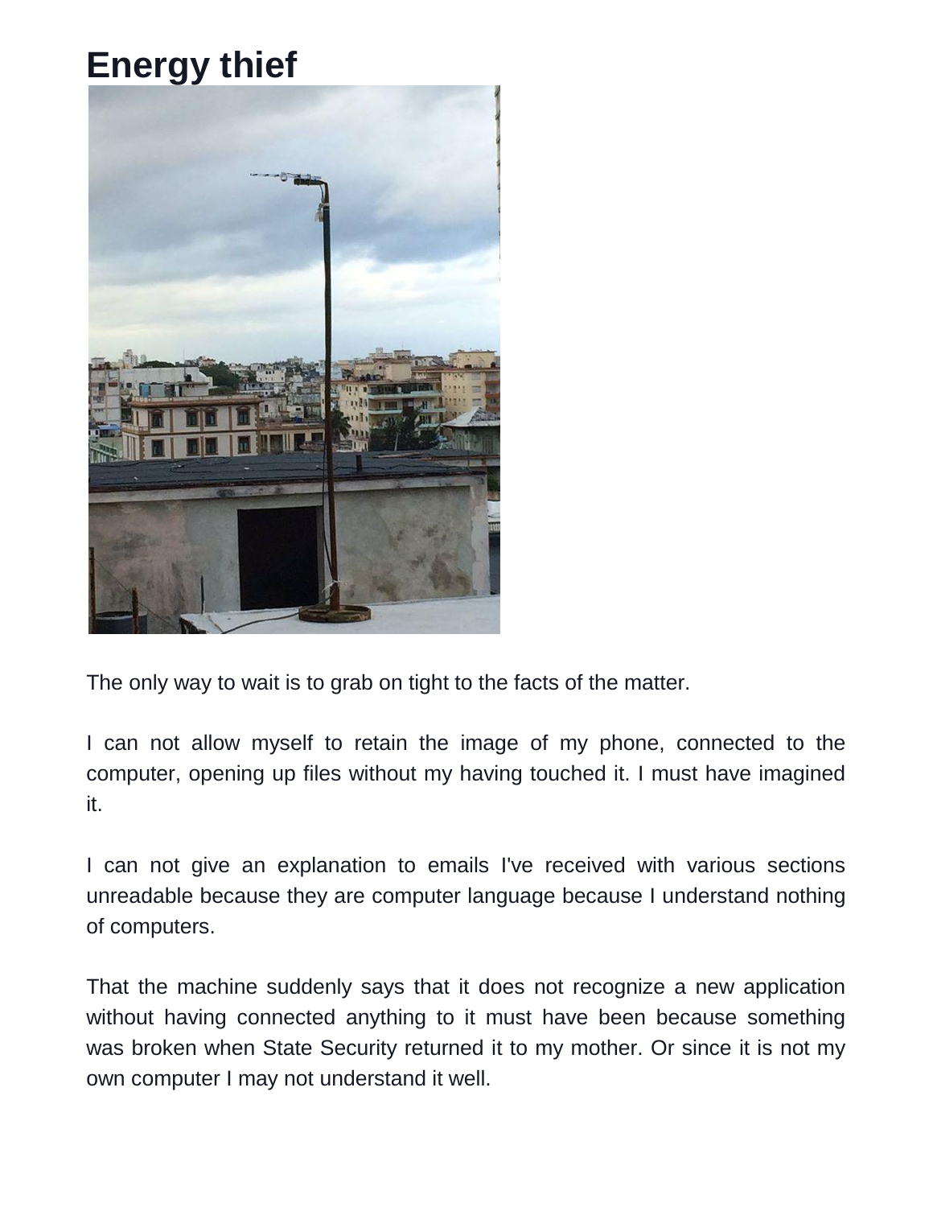# Energy thief

The only way to wait is to grab on tight to the facts of the matter.

I can not allow myself to retain the image of my phone, connected to the computer, opening up files without my having touched it. I must have imagined it.

I can not give an explanation to emails I've received with various sections unreadable because they are computer language because I understand nothing of computers.

That the machine suddenly says that it does not recognize a new application without having connected anything to it must have been because something was broken when State Security returned it to my mother. Or since it is not my own computer I may not understand it well.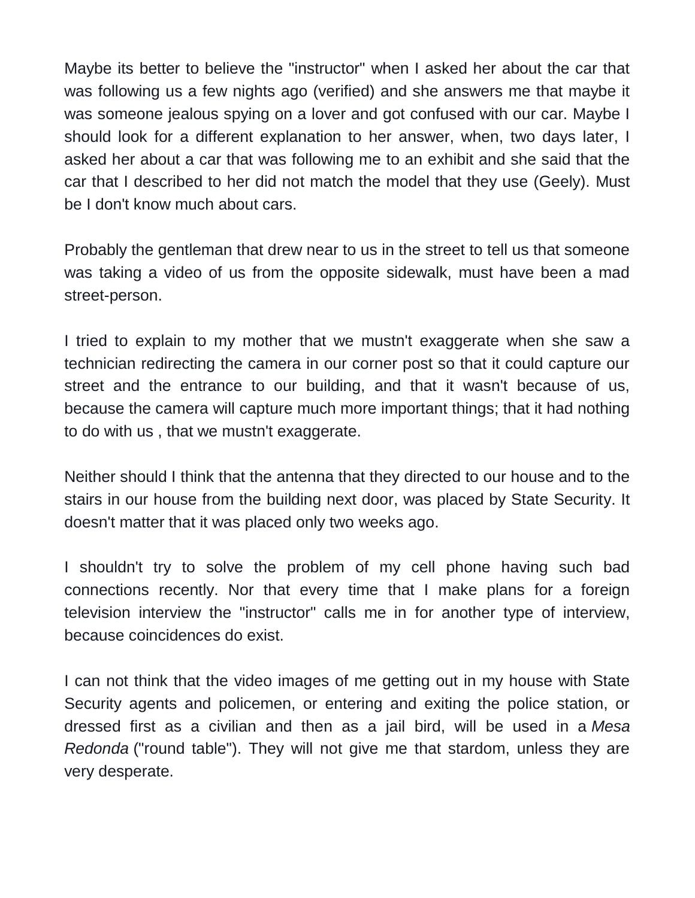Maybe its better to believe the "instructor" when I asked her about the car that was following us a few nights ago (verified) and she answers me that maybe it was someone jealous spying on a lover and got confused with our car. Maybe I should look for a different explanation to her answer, when, two days later, I asked her about a car that was following me to an exhibit and she said that the car that I described to her did not match the model that they use (Geely). Must be I don't know much about cars.

Probably the gentleman that drew near to us in the street to tell us that someone was taking a video of us from the opposite sidewalk, must have been a mad street-person.

I tried to explain to my mother that we mustn't exaggerate when she saw a technician redirecting the camera in our corner post so that it could capture our street and the entrance to our building, and that it wasn't because of us, because the camera will capture much more important things; that it had nothing to do with us , that we mustn't exaggerate.

Neither should I think that the antenna that they directed to our house and to the stairs in our house from the building next door, was placed by State Security. It doesn't matter that it was placed only two weeks ago.

I shouldn't try to solve the problem of my cell phone having such bad connections recently. Nor that every time that I make plans for a foreign television interview the "instructor" calls me in for another type of interview, because coincidences do exist.

I can not think that the video images of me getting out in my house with State Security agents and policemen, or entering and exiting the police station, or dressed first as a civilian and then as a jail bird, will be used in a *Mesa Redonda* ("round table"). They will not give me that stardom, unless they are very desperate.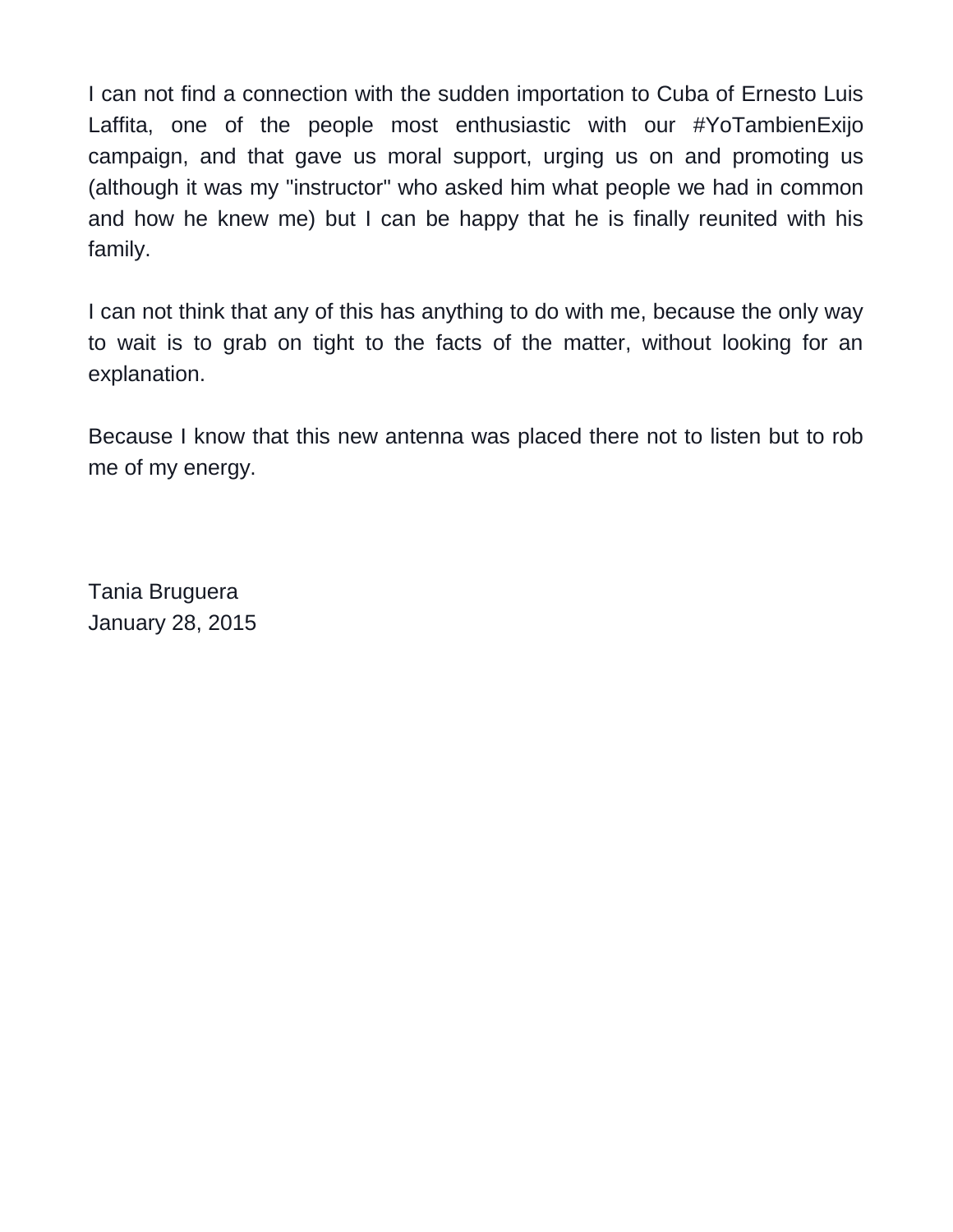I can not find a connection with the sudden importation to Cuba of Ernesto Luis Laffita, one of the people most enthusiastic with our #YoTambienExijo campaign, and that gave us moral support, urging us on and promoting us (although it was my "instructor" who asked him what people we had in common and how he knew me) but I can be happy that he is finally reunited with his family.

I can not think that any of this has anything to do with me, because the only way to wait is to grab on tight to the facts of the matter, without looking for an explanation.

Because I know that this new antenna was placed there not to listen but to rob me of my energy.

Tania Bruguera
January 28, 2015